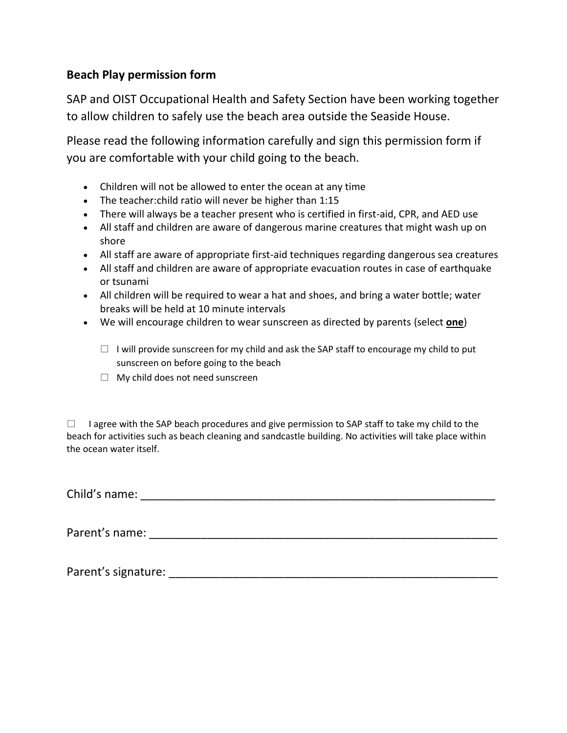**Beach Play permission form**

SAP and OIST Occupational Health and Safety Section have been working together to allow children to safely use the beach area outside the Seaside House.

Please read the following information carefully and sign this permission form if you are comfortable with your child going to the beach.

- Children will not be allowed to enter the ocean at any time
- The teacher:child ratio will never be higher than 1:15
- There will always be a teacher present who is certified in first-aid, CPR, and AED use
- All staff and children are aware of dangerous marine creatures that might wash up on shore
- All staff are aware of appropriate first-aid techniques regarding dangerous sea creatures
- All staff and children are aware of appropriate evacuation routes in case of earthquake or tsunami
- All children will be required to wear a hat and shoes, and bring a water bottle; water breaks will be held at 10 minute intervals
- We will encourage children to wear sunscreen as directed by parents (select **one**)

  ☐ I will provide sunscreen for my child and ask the SAP staff to encourage my child to put sunscreen on before going to the beach

  ☐ My child does not need sunscreen

☐ I agree with the SAP beach procedures and give permission to SAP staff to take my child to the beach for activities such as beach cleaning and sandcastle building. No activities will take place within the ocean water itself.

Child's name: ______________________________________________________

Parent's name: _____________________________________________________

Parent's signature: __________________________________________________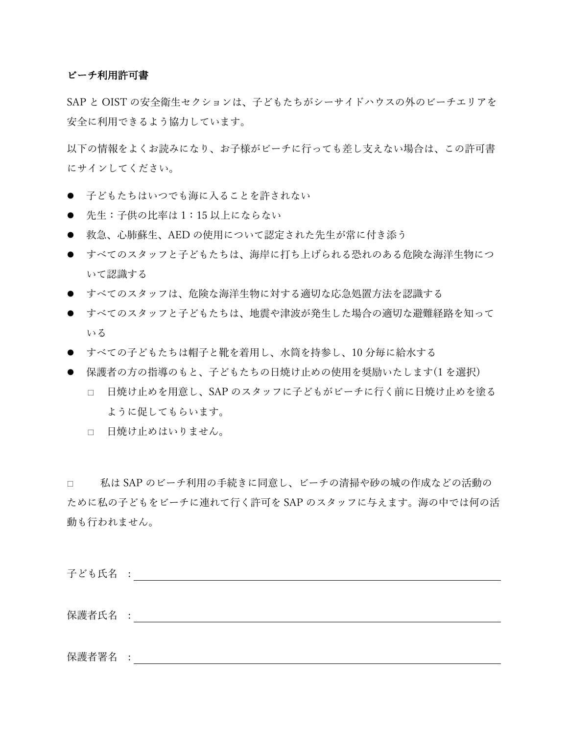**ビーチ利用許可書**

SAP と OIST の安全衛生セクションは、子どもたちがシーサイドハウスの外のビーチエリアを安全に利用できるよう協力しています。

以下の情報をよくお読みになり、お子様がビーチに行っても差し支えない場合は、この許可書にサインしてください。

- 子どもたちはいつでも海に入ることを許されない
- 先生：子供の比率は 1：15 以上にならない
- 救急、心肺蘇生、AED の使用について認定された先生が常に付き添う
- すべてのスタッフと子どもたちは、海岸に打ち上げられる恐れのある危険な海洋生物について認識する
- すべてのスタッフは、危険な海洋生物に対する適切な応急処置方法を認識する
- すべてのスタッフと子どもたちは、地震や津波が発生した場合の適切な避難経路を知っている
- すべての子どもたちは帽子と靴を着用し、水筒を持参し、10 分毎に給水する
- 保護者の方の指導のもと、子どもたちの日焼け止めの使用を奨励いたします(1 を選択)
  - □ 日焼け止めを用意し、SAP のスタッフに子どもがビーチに行く前に日焼け止めを塗るように促してもらいます。
  - □ 日焼け止めはいりません。

□ 私は SAP のビーチ利用の手続きに同意し、ビーチの清掃や砂の城の作成などの活動のために私の子どもをビーチに連れて行く許可を SAP のスタッフに与えます。海の中では何の活動も行われません。

子ども氏名 ：______________________________

保護者氏名 ：______________________________

保護者署名 ：______________________________